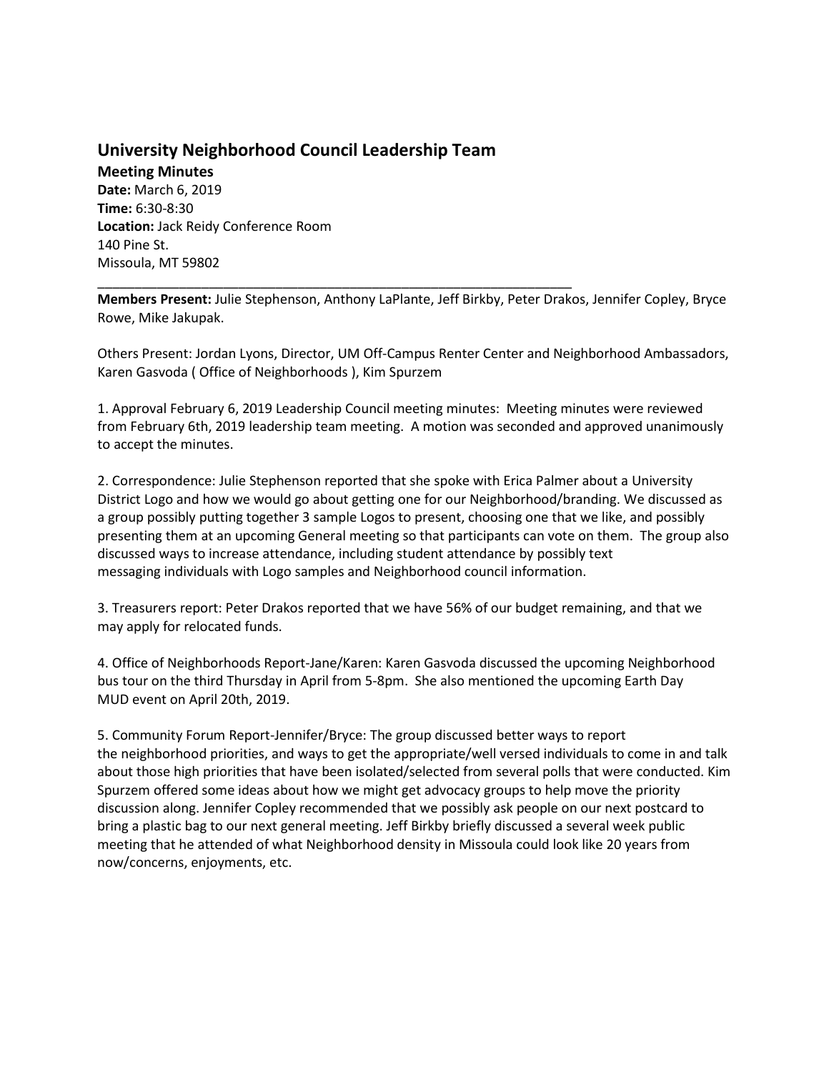## University Neighborhood Council Leadership Team

**Meeting Minutes**
**Date:** March 6, 2019
**Time:** 6:30-8:30
**Location:** Jack Reidy Conference Room
140 Pine St.
Missoula, MT 59802

---

**Members Present:** Julie Stephenson, Anthony LaPlante, Jeff Birkby, Peter Drakos, Jennifer Copley, Bryce Rowe, Mike Jakupak.

Others Present: Jordan Lyons, Director, UM Off-Campus Renter Center and Neighborhood Ambassadors, Karen Gasvoda ( Office of Neighborhoods ), Kim Spurzem

1. Approval February 6, 2019 Leadership Council meeting minutes: Meeting minutes were reviewed from February 6th, 2019 leadership team meeting. A motion was seconded and approved unanimously to accept the minutes.

2. Correspondence: Julie Stephenson reported that she spoke with Erica Palmer about a University District Logo and how we would go about getting one for our Neighborhood/branding. We discussed as a group possibly putting together 3 sample Logos to present, choosing one that we like, and possibly presenting them at an upcoming General meeting so that participants can vote on them. The group also discussed ways to increase attendance, including student attendance by possibly text messaging individuals with Logo samples and Neighborhood council information.

3. Treasurers report: Peter Drakos reported that we have 56% of our budget remaining, and that we may apply for relocated funds.

4. Office of Neighborhoods Report-Jane/Karen: Karen Gasvoda discussed the upcoming Neighborhood bus tour on the third Thursday in April from 5-8pm. She also mentioned the upcoming Earth Day MUD event on April 20th, 2019.

5. Community Forum Report-Jennifer/Bryce: The group discussed better ways to report the neighborhood priorities, and ways to get the appropriate/well versed individuals to come in and talk about those high priorities that have been isolated/selected from several polls that were conducted. Kim Spurzem offered some ideas about how we might get advocacy groups to help move the priority discussion along. Jennifer Copley recommended that we possibly ask people on our next postcard to bring a plastic bag to our next general meeting. Jeff Birkby briefly discussed a several week public meeting that he attended of what Neighborhood density in Missoula could look like 20 years from now/concerns, enjoyments, etc.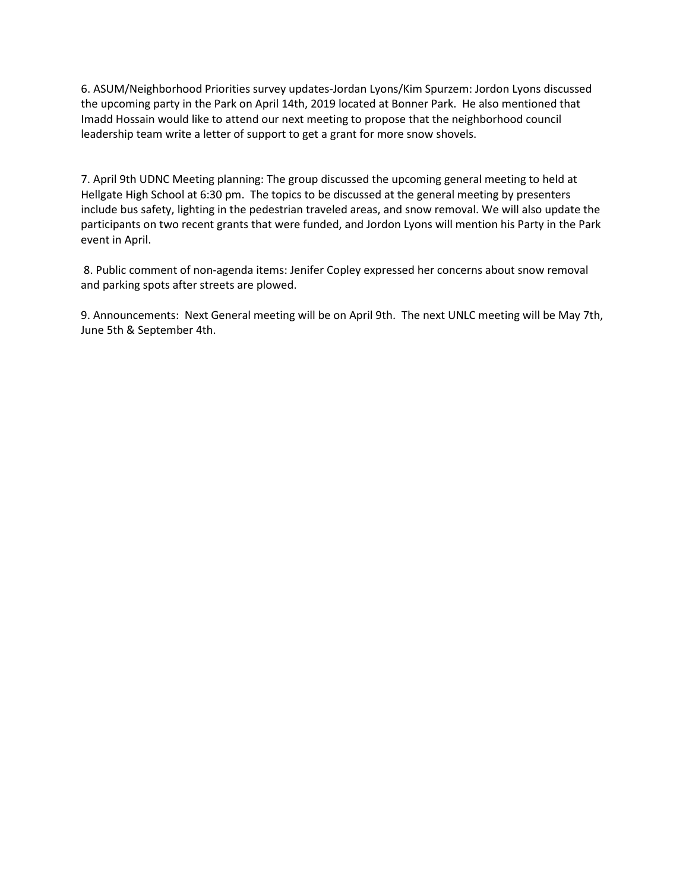6. ASUM/Neighborhood Priorities survey updates-Jordan Lyons/Kim Spurzem: Jordon Lyons discussed the upcoming party in the Park on April 14th, 2019 located at Bonner Park. He also mentioned that Imadd Hossain would like to attend our next meeting to propose that the neighborhood council leadership team write a letter of support to get a grant for more snow shovels.

7. April 9th UDNC Meeting planning: The group discussed the upcoming general meeting to held at Hellgate High School at 6:30 pm. The topics to be discussed at the general meeting by presenters include bus safety, lighting in the pedestrian traveled areas, and snow removal. We will also update the participants on two recent grants that were funded, and Jordon Lyons will mention his Party in the Park event in April.

8. Public comment of non-agenda items: Jenifer Copley expressed her concerns about snow removal and parking spots after streets are plowed.

9. Announcements: Next General meeting will be on April 9th. The next UNLC meeting will be May 7th, June 5th & September 4th.